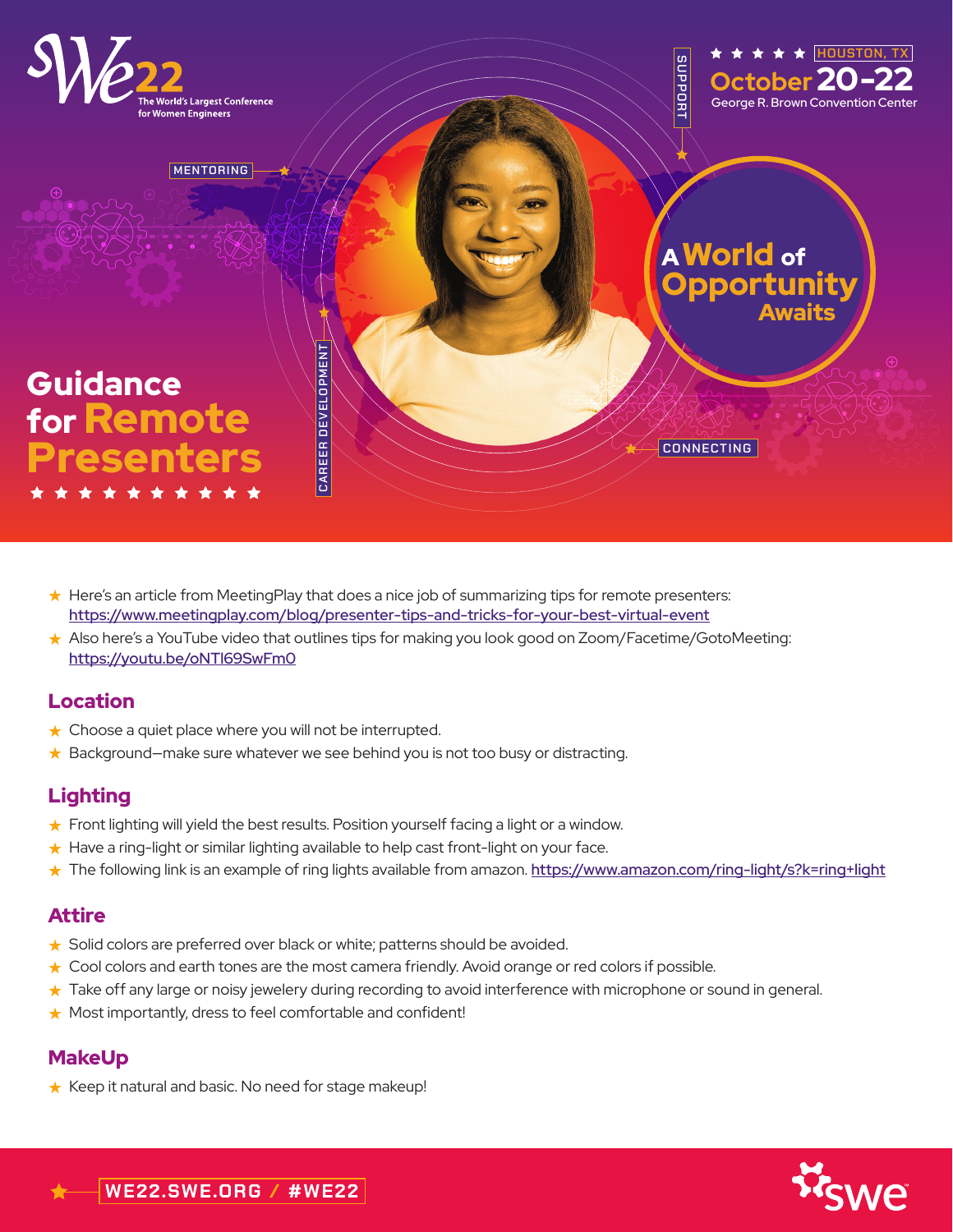WE22 The World's Largest Conference for Women Engineers

HOUSTON, TX
October 20–22
George R. Brown Convention Center

MENTORING · SUPPORT · CAREER DEVELOPMENT · CONNECTING

A World of Opportunity Awaits

# Guidance for Remote Presenters

- Here's an article from MeetingPlay that does a nice job of summarizing tips for remote presenters: https://www.meetingplay.com/blog/presenter-tips-and-tricks-for-your-best-virtual-event
- Also here's a YouTube video that outlines tips for making you look good on Zoom/Facetime/GotoMeeting: https://youtu.be/oNTI69SwFm0

## Location

- Choose a quiet place where you will not be interrupted.
- Background—make sure whatever we see behind you is not too busy or distracting.

## Lighting

- Front lighting will yield the best results. Position yourself facing a light or a window.
- Have a ring-light or similar lighting available to help cast front-light on your face.
- The following link is an example of ring lights available from amazon. https://www.amazon.com/ring-light/s?k=ring+light

## Attire

- Solid colors are preferred over black or white; patterns should be avoided.
- Cool colors and earth tones are the most camera friendly. Avoid orange or red colors if possible.
- Take off any large or noisy jewelery during recording to avoid interference with microphone or sound in general.
- Most importantly, dress to feel comfortable and confident!

## MakeUp

- Keep it natural and basic. No need for stage makeup!

WE22.SWE.ORG / #WE22

swe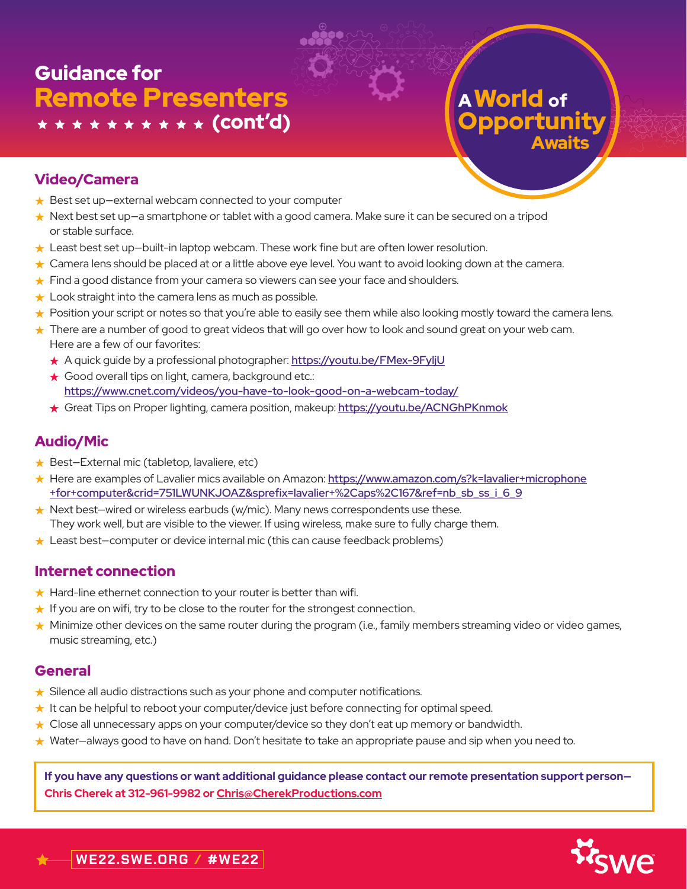# Guidance for Remote Presenters (cont'd)

A World of Opportunity Awaits

## Video/Camera

- Best set up—external webcam connected to your computer
- Next best set up—a smartphone or tablet with a good camera. Make sure it can be secured on a tripod or stable surface.
- Least best set up—built-in laptop webcam. These work fine but are often lower resolution.
- Camera lens should be placed at or a little above eye level. You want to avoid looking down at the camera.
- Find a good distance from your camera so viewers can see your face and shoulders.
- Look straight into the camera lens as much as possible.
- Position your script or notes so that you're able to easily see them while also looking mostly toward the camera lens.
- There are a number of good to great videos that will go over how to look and sound great on your web cam. Here are a few of our favorites:
  - A quick guide by a professional photographer: https://youtu.be/FMex-9FyljU
  - Good overall tips on light, camera, background etc.: https://www.cnet.com/videos/you-have-to-look-good-on-a-webcam-today/
  - Great Tips on Proper lighting, camera position, makeup: https://youtu.be/ACNGhPKnmok

## Audio/Mic

- Best—External mic (tabletop, lavaliere, etc)
- Here are examples of Lavalier mics available on Amazon: https://www.amazon.com/s?k=lavalier+microphone+for+computer&crid=751LWUNKJOAZ&sprefix=lavalier+%2Caps%2C167&ref=nb_sb_ss_i_6_9
- Next best—wired or wireless earbuds (w/mic). Many news correspondents use these. They work well, but are visible to the viewer. If using wireless, make sure to fully charge them.
- Least best—computer or device internal mic (this can cause feedback problems)

## Internet connection

- Hard-line ethernet connection to your router is better than wifi.
- If you are on wifi, try to be close to the router for the strongest connection.
- Minimize other devices on the same router during the program (i.e., family members streaming video or video games, music streaming, etc.)

## General

- Silence all audio distractions such as your phone and computer notifications.
- It can be helpful to reboot your computer/device just before connecting for optimal speed.
- Close all unnecessary apps on your computer/device so they don't eat up memory or bandwidth.
- Water—always good to have on hand. Don't hesitate to take an appropriate pause and sip when you need to.

**If you have any questions or want additional guidance please contact our remote presentation support person— Chris Cherek at 312-961-9982 or Chris@CherekProductions.com**

WE22.SWE.ORG / #WE22